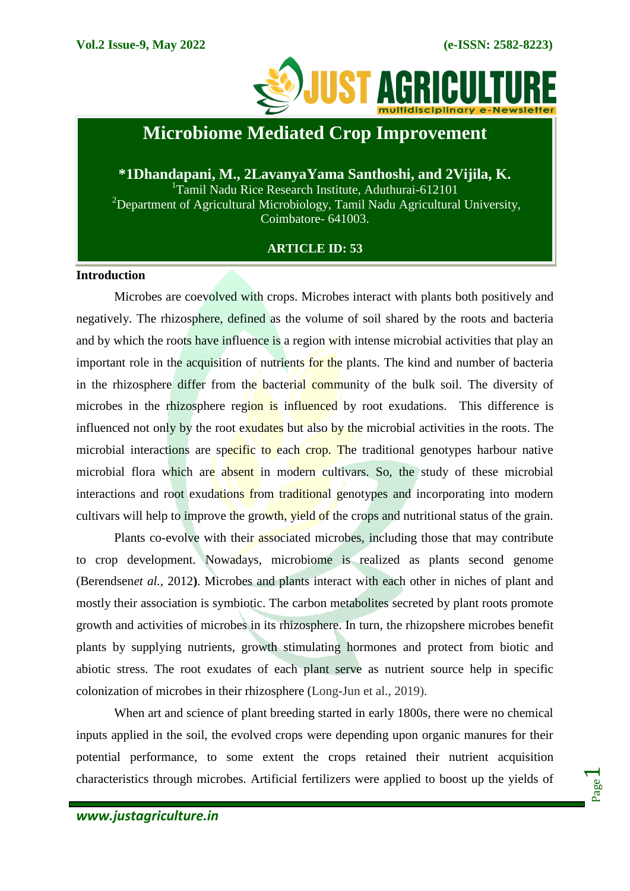# Microbiome Mediated Crop Improvement

**\*1Dhandapani, M., 2LavanyaYama Santhoshi, and 2Vijila, K.**

[1]Tamil Nadu Rice Research Institute, Aduthurai-612101

[2]Department of Agricultural Microbiology, Tamil Nadu Agricultural University, Coimbatore- 641003.

**ARTICLE ID: 53**

## Introduction

Microbes are coevolved with crops. Microbes interact with plants both positively and negatively. The rhizosphere, defined as the volume of soil shared by the roots and bacteria and by which the roots have influence is a region with intense microbial activities that play an important role in the acquisition of nutrients for the plants. The kind and number of bacteria in the rhizosphere differ from the bacterial community of the bulk soil. The diversity of microbes in the rhizosphere region is influenced by root exudations. This difference is influenced not only by the root exudates but also by the microbial activities in the roots. The microbial interactions are specific to each crop. The traditional genotypes harbour native microbial flora which are absent in modern cultivars. So, the study of these microbial interactions and root exudations from traditional genotypes and incorporating into modern cultivars will help to improve the growth, yield of the crops and nutritional status of the grain.

Plants co-evolve with their associated microbes, including those that may contribute to crop development. Nowadays, microbiome is realized as plants second genome (Berendsen*et al.,* 2012**)**. Microbes and plants interact with each other in niches of plant and mostly their association is symbiotic. The carbon metabolites secreted by plant roots promote growth and activities of microbes in its rhizosphere. In turn, the rhizopshere microbes benefit plants by supplying nutrients, growth stimulating hormones and protect from biotic and abiotic stress. The root exudates of each plant serve as nutrient source help in specific colonization of microbes in their rhizosphere (Long-Jun et al., 2019).

When art and science of plant breeding started in early 1800s, there were no chemical inputs applied in the soil, the evolved crops were depending upon organic manures for their potential performance, to some extent the crops retained their nutrient acquisition characteristics through microbes. Artificial fertilizers were applied to boost up the yields of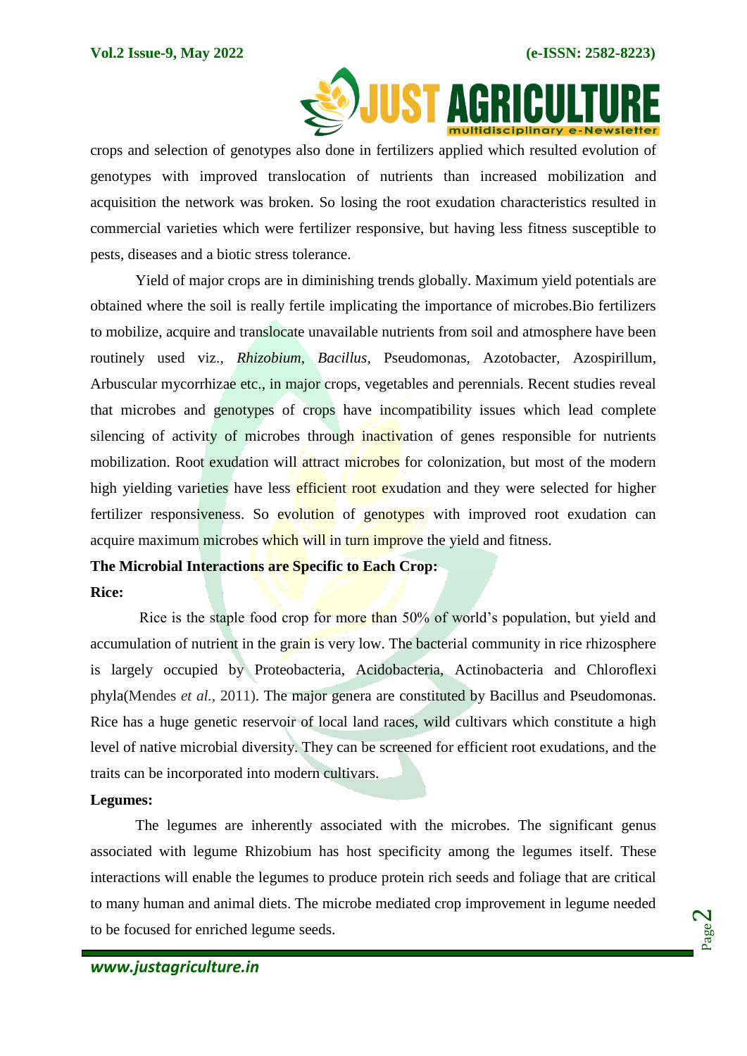crops and selection of genotypes also done in fertilizers applied which resulted evolution of genotypes with improved translocation of nutrients than increased mobilization and acquisition the network was broken. So losing the root exudation characteristics resulted in commercial varieties which were fertilizer responsive, but having less fitness susceptible to pests, diseases and a biotic stress tolerance.

Yield of major crops are in diminishing trends globally. Maximum yield potentials are obtained where the soil is really fertile implicating the importance of microbes.Bio fertilizers to mobilize, acquire and translocate unavailable nutrients from soil and atmosphere have been routinely used viz., *Rhizobium*, *Bacillus*, Pseudomonas, Azotobacter, Azospirillum, Arbuscular mycorrhizae etc., in major crops, vegetables and perennials. Recent studies reveal that microbes and genotypes of crops have incompatibility issues which lead complete silencing of activity of microbes through inactivation of genes responsible for nutrients mobilization. Root exudation will attract microbes for colonization, but most of the modern high yielding varieties have less efficient root exudation and they were selected for higher fertilizer responsiveness. So evolution of genotypes with improved root exudation can acquire maximum microbes which will in turn improve the yield and fitness.

**The Microbial Interactions are Specific to Each Crop:**

**Rice:**

Rice is the staple food crop for more than 50% of world's population, but yield and accumulation of nutrient in the grain is very low. The bacterial community in rice rhizosphere is largely occupied by Proteobacteria, Acidobacteria, Actinobacteria and Chloroflexi phyla(Mendes *et al.,* 2011). The major genera are constituted by Bacillus and Pseudomonas. Rice has a huge genetic reservoir of local land races, wild cultivars which constitute a high level of native microbial diversity. They can be screened for efficient root exudations, and the traits can be incorporated into modern cultivars.

**Legumes:**

The legumes are inherently associated with the microbes. The significant genus associated with legume Rhizobium has host specificity among the legumes itself. These interactions will enable the legumes to produce protein rich seeds and foliage that are critical to many human and animal diets. The microbe mediated crop improvement in legume needed to be focused for enriched legume seeds.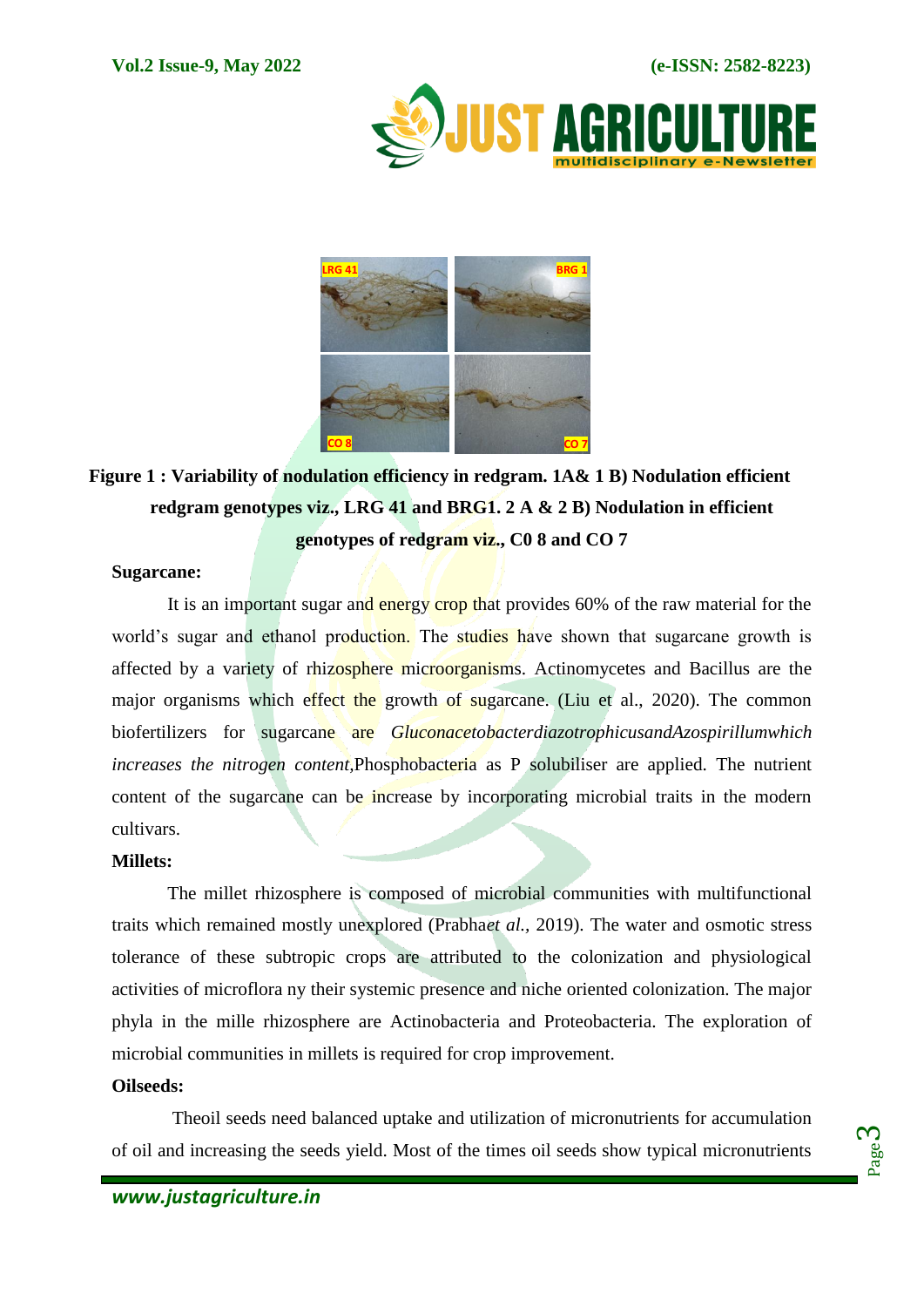**Figure 1 : Variability of nodulation efficiency in redgram. 1A& 1 B) Nodulation efficient redgram genotypes viz., LRG 41 and BRG1. 2 A & 2 B) Nodulation in efficient genotypes of redgram viz., C0 8 and CO 7**

**Sugarcane:**

It is an important sugar and energy crop that provides 60% of the raw material for the world's sugar and ethanol production. The studies have shown that sugarcane growth is affected by a variety of rhizosphere microorganisms. Actinomycetes and Bacillus are the major organisms which effect the growth of sugarcane. (Liu et al., 2020). The common biofertilizers for sugarcane are *GluconacetobacterdiazotrophicusandAzospirillumwhich increases the nitrogen content,*Phosphobacteria as P solubiliser are applied. The nutrient content of the sugarcane can be increase by incorporating microbial traits in the modern cultivars.

**Millets:**

The millet rhizosphere is composed of microbial communities with multifunctional traits which remained mostly unexplored (Prabha*et al.,* 2019). The water and osmotic stress tolerance of these subtropic crops are attributed to the colonization and physiological activities of microflora ny their systemic presence and niche oriented colonization. The major phyla in the mille rhizosphere are Actinobacteria and Proteobacteria. The exploration of microbial communities in millets is required for crop improvement.

**Oilseeds:**

Theoil seeds need balanced uptake and utilization of micronutrients for accumulation of oil and increasing the seeds yield. Most of the times oil seeds show typical micronutrients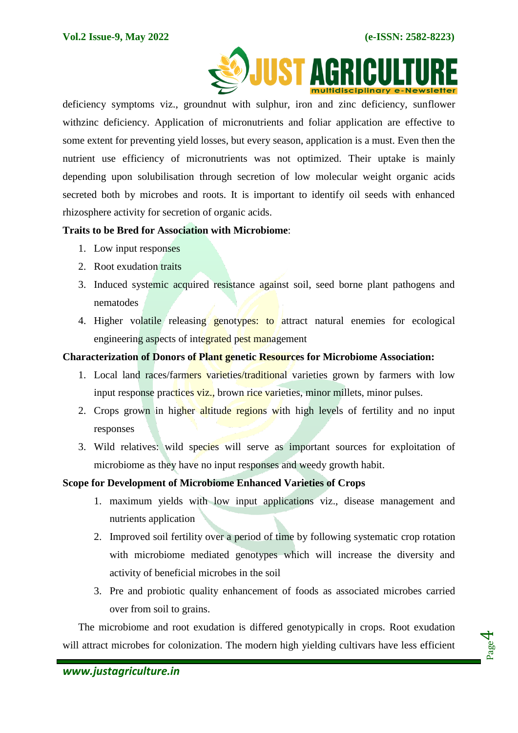deficiency symptoms viz., groundnut with sulphur, iron and zinc deficiency, sunflower withzinc deficiency. Application of micronutrients and foliar application are effective to some extent for preventing yield losses, but every season, application is a must. Even then the nutrient use efficiency of micronutrients was not optimized. Their uptake is mainly depending upon solubilisation through secretion of low molecular weight organic acids secreted both by microbes and roots. It is important to identify oil seeds with enhanced rhizosphere activity for secretion of organic acids.

**Traits to be Bred for Association with Microbiome**:

1. Low input responses
2. Root exudation traits
3. Induced systemic acquired resistance against soil, seed borne plant pathogens and nematodes
4. Higher volatile releasing genotypes: to attract natural enemies for ecological engineering aspects of integrated pest management

**Characterization of Donors of Plant genetic Resources for Microbiome Association:**

1. Local land races/farmers varieties/traditional varieties grown by farmers with low input response practices viz., brown rice varieties, minor millets, minor pulses.
2. Crops grown in higher altitude regions with high levels of fertility and no input responses
3. Wild relatives: wild species will serve as important sources for exploitation of microbiome as they have no input responses and weedy growth habit.

**Scope for Development of Microbiome Enhanced Varieties of Crops**

1. maximum yields with low input applications viz., disease management and nutrients application
2. Improved soil fertility over a period of time by following systematic crop rotation with microbiome mediated genotypes which will increase the diversity and activity of beneficial microbes in the soil
3. Pre and probiotic quality enhancement of foods as associated microbes carried over from soil to grains.

The microbiome and root exudation is differed genotypically in crops. Root exudation will attract microbes for colonization. The modern high yielding cultivars have less efficient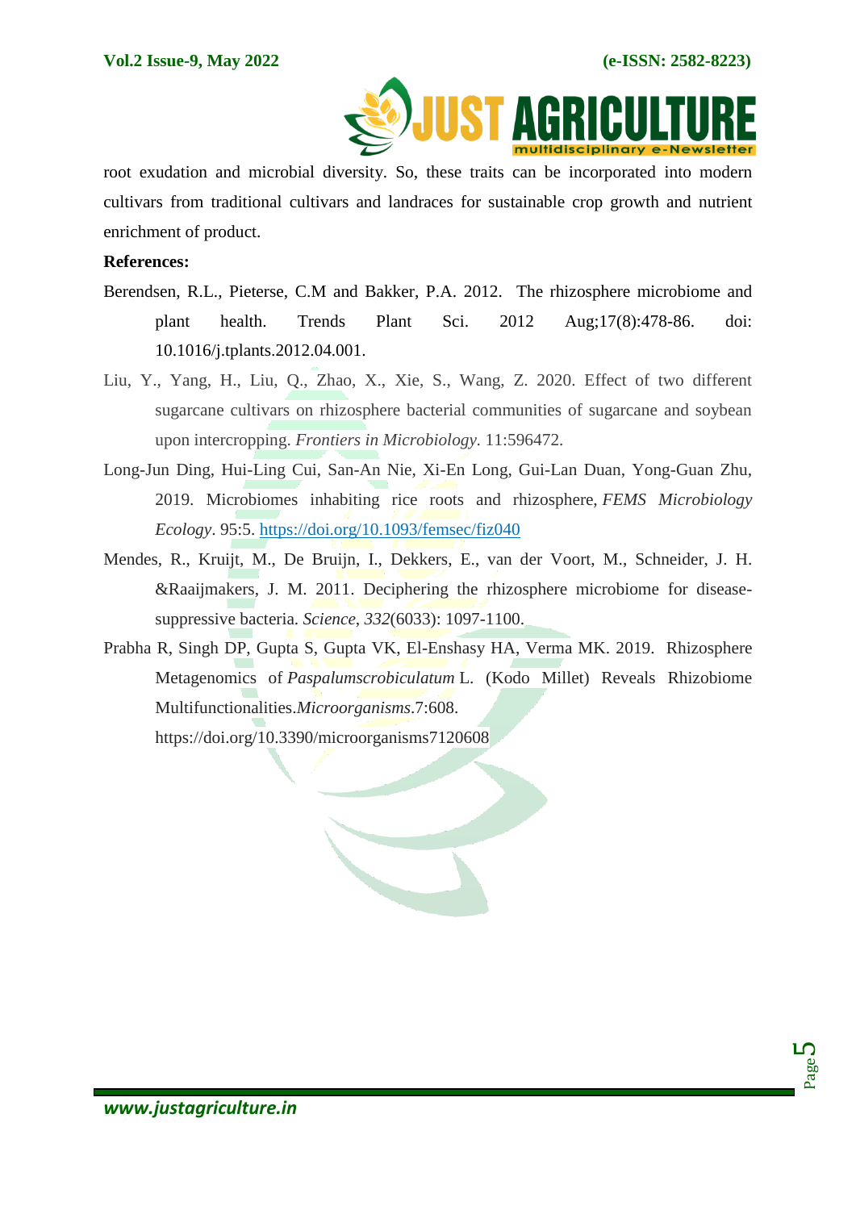root exudation and microbial diversity. So, these traits can be incorporated into modern cultivars from traditional cultivars and landraces for sustainable crop growth and nutrient enrichment of product.

**References:**

Berendsen, R.L., Pieterse, C.M and Bakker, P.A. 2012. The rhizosphere microbiome and plant health. Trends Plant Sci. 2012 Aug;17(8):478-86. doi: 10.1016/j.tplants.2012.04.001.

Liu, Y., Yang, H., Liu, Q., Zhao, X., Xie, S., Wang, Z. 2020. Effect of two different sugarcane cultivars on rhizosphere bacterial communities of sugarcane and soybean upon intercropping. *Frontiers in Microbiology*. 11:596472.

Long-Jun Ding, Hui-Ling Cui, San-An Nie, Xi-En Long, Gui-Lan Duan, Yong-Guan Zhu, 2019. Microbiomes inhabiting rice roots and rhizosphere, *FEMS Microbiology Ecology*. 95:5. https://doi.org/10.1093/femsec/fiz040

Mendes, R., Kruijt, M., De Bruijn, I., Dekkers, E., van der Voort, M., Schneider, J. H. &Raaijmakers, J. M. 2011. Deciphering the rhizosphere microbiome for disease-suppressive bacteria. *Science*, *332*(6033): 1097-1100.

Prabha R, Singh DP, Gupta S, Gupta VK, El-Enshasy HA, Verma MK. 2019. Rhizosphere Metagenomics of *Paspalumscrobiculatum* L. (Kodo Millet) Reveals Rhizobiome Multifunctionalities.*Microorganisms*.7:608. https://doi.org/10.3390/microorganisms7120608